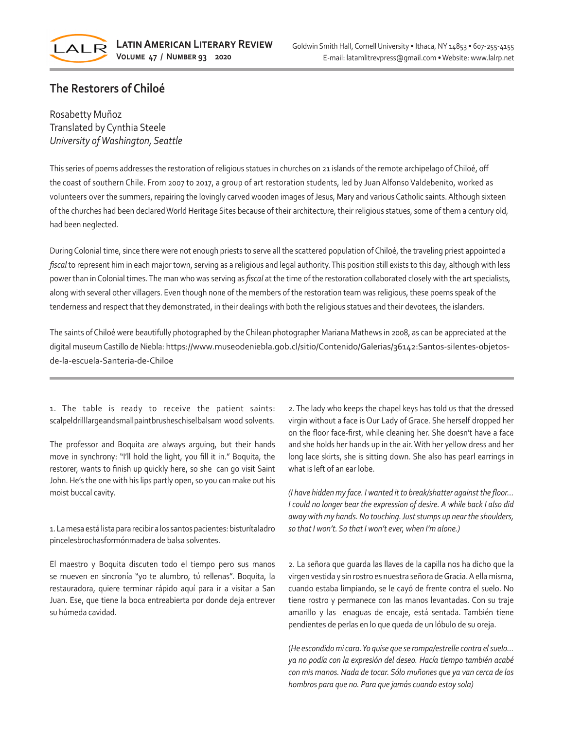# The Restorers of Chiloé

Rosabetty Muñoz
Translated by Cynthia Steele
*University of Washington, Seattle*

This series of poems addresses the restoration of religious statues in churches on 21 islands of the remote archipelago of Chiloé, off the coast of southern Chile. From 2007 to 2017, a group of art restoration students, led by Juan Alfonso Valdebenito, worked as volunteers over the summers, repairing the lovingly carved wooden images of Jesus, Mary and various Catholic saints. Although sixteen of the churches had been declared World Heritage Sites because of their architecture, their religious statues, some of them a century old, had been neglected.

During Colonial time, since there were not enough priests to serve all the scattered population of Chiloé, the traveling priest appointed a *fiscal* to represent him in each major town, serving as a religious and legal authority. This position still exists to this day, although with less power than in Colonial times. The man who was serving as *fiscal* at the time of the restoration collaborated closely with the art specialists, along with several other villagers. Even though none of the members of the restoration team was religious, these poems speak of the tenderness and respect that they demonstrated, in their dealings with both the religious statues and their devotees, the islanders.

The saints of Chiloé were beautifully photographed by the Chilean photographer Mariana Mathews in 2008, as can be appreciated at the digital museum Castillo de Niebla: https://www.museodeniebla.gob.cl/sitio/Contenido/Galerias/36142:Santos-silentes-objetos-de-la-escuela-Santeria-de-Chiloe

---

1. The table is ready to receive the patient saints: scalpeldrilllargeandsmallpaintbrusheschiselbalsam wood solvents.

The professor and Boquita are always arguing, but their hands move in synchrony: "I'll hold the light, you fill it in." Boquita, the restorer, wants to finish up quickly here, so she can go visit Saint John. He's the one with his lips partly open, so you can make out his moist buccal cavity.

1. La mesa está lista para recibir a los santos pacientes: bisturítaladro pincelesbrochasformónmadera de balsa solventes.

El maestro y Boquita discuten todo el tiempo pero sus manos se mueven en sincronía "yo te alumbro, tú rellenas". Boquita, la restauradora, quiere terminar rápido aquí para ir a visitar a San Juan. Ese, que tiene la boca entreabierta por donde deja entrever su húmeda cavidad.

2. The lady who keeps the chapel keys has told us that the dressed virgin without a face is Our Lady of Grace. She herself dropped her on the floor face-first, while cleaning her. She doesn't have a face and she holds her hands up in the air. With her yellow dress and her long lace skirts, she is sitting down. She also has pearl earrings in what is left of an ear lobe.

*(I have hidden my face. I wanted it to break/shatter against the floor… I could no longer bear the expression of desire. A while back I also did away with my hands. No touching. Just stumps up near the shoulders, so that I won't. So that I won't ever, when I'm alone.)*

2. La señora que guarda las llaves de la capilla nos ha dicho que la virgen vestida y sin rostro es nuestra señora de Gracia. A ella misma, cuando estaba limpiando, se le cayó de frente contra el suelo. No tiene rostro y permanece con las manos levantadas. Con su traje amarillo y las enaguas de encaje, está sentada. También tiene pendientes de perlas en lo que queda de un lóbulo de su oreja.

*(He escondido mi cara. Yo quise que se rompa/estrelle contra el suelo… ya no podía con la expresión del deseo. Hacía tiempo también acabé con mis manos. Nada de tocar. Sólo muñones que ya van cerca de los hombros para que no. Para que jamás cuando estoy sola)*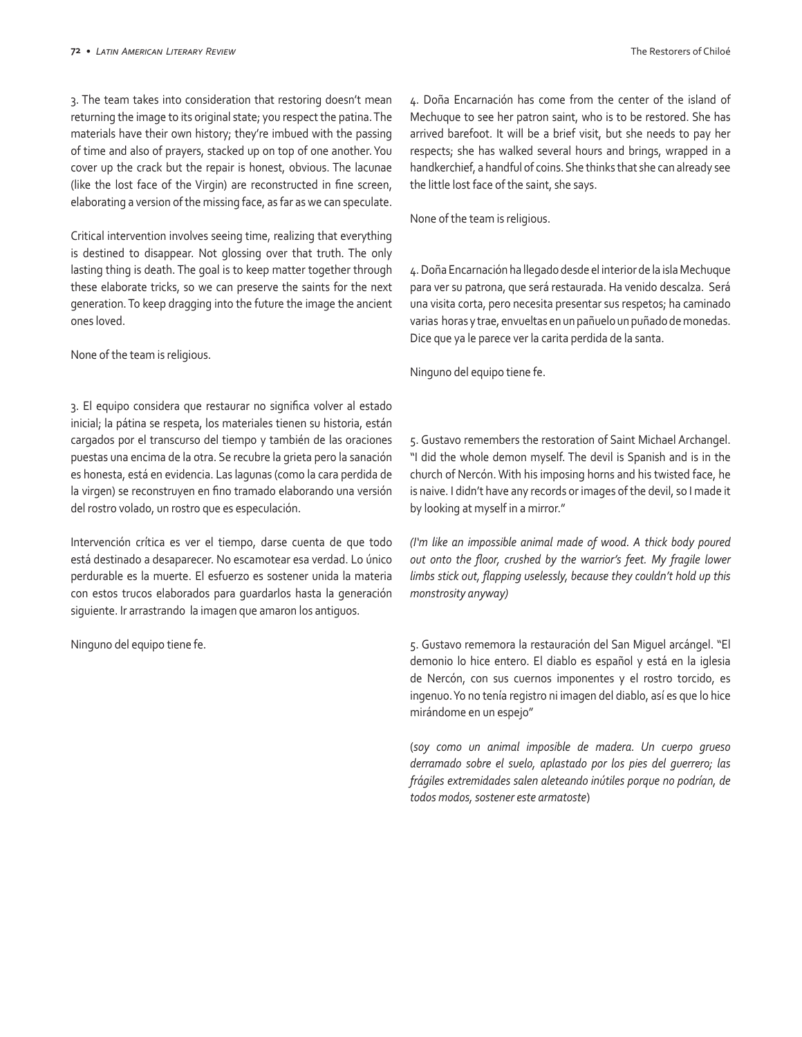3. The team takes into consideration that restoring doesn't mean returning the image to its original state; you respect the patina. The materials have their own history; they're imbued with the passing of time and also of prayers, stacked up on top of one another. You cover up the crack but the repair is honest, obvious. The lacunae (like the lost face of the Virgin) are reconstructed in fine screen, elaborating a version of the missing face, as far as we can speculate.

Critical intervention involves seeing time, realizing that everything is destined to disappear. Not glossing over that truth. The only lasting thing is death. The goal is to keep matter together through these elaborate tricks, so we can preserve the saints for the next generation. To keep dragging into the future the image the ancient ones loved.

None of the team is religious.

3. El equipo considera que restaurar no significa volver al estado inicial; la pátina se respeta, los materiales tienen su historia, están cargados por el transcurso del tiempo y también de las oraciones puestas una encima de la otra. Se recubre la grieta pero la sanación es honesta, está en evidencia. Las lagunas (como la cara perdida de la virgen) se reconstruyen en fino tramado elaborando una versión del rostro volado, un rostro que es especulación.

Intervención crítica es ver el tiempo, darse cuenta de que todo está destinado a desaparecer. No escamotear esa verdad. Lo único perdurable es la muerte. El esfuerzo es sostener unida la materia con estos trucos elaborados para guardarlos hasta la generación siguiente. Ir arrastrando la imagen que amaron los antiguos.

Ninguno del equipo tiene fe.

4. Doña Encarnación has come from the center of the island of Mechuque to see her patron saint, who is to be restored. She has arrived barefoot. It will be a brief visit, but she needs to pay her respects; she has walked several hours and brings, wrapped in a handkerchief, a handful of coins. She thinks that she can already see the little lost face of the saint, she says.

None of the team is religious.

4. Doña Encarnación ha llegado desde el interior de la isla Mechuque para ver su patrona, que será restaurada. Ha venido descalza. Será una visita corta, pero necesita presentar sus respetos; ha caminado varias horas y trae, envueltas en un pañuelo un puñado de monedas. Dice que ya le parece ver la carita perdida de la santa.

Ninguno del equipo tiene fe.

5. Gustavo remembers the restoration of Saint Michael Archangel. "I did the whole demon myself. The devil is Spanish and is in the church of Nercón. With his imposing horns and his twisted face, he is naive. I didn't have any records or images of the devil, so I made it by looking at myself in a mirror."

*(I'm like an impossible animal made of wood. A thick body poured out onto the floor, crushed by the warrior's feet. My fragile lower limbs stick out, flapping uselessly, because they couldn't hold up this monstrosity anyway)*

5. Gustavo rememora la restauración del San Miguel arcángel. "El demonio lo hice entero. El diablo es español y está en la iglesia de Nercón, con sus cuernos imponentes y el rostro torcido, es ingenuo. Yo no tenía registro ni imagen del diablo, así es que lo hice mirándome en un espejo"

(*soy como un animal imposible de madera. Un cuerpo grueso derramado sobre el suelo, aplastado por los pies del guerrero; las frágiles extremidades salen aleteando inútiles porque no podrían, de todos modos, sostener este armatoste*)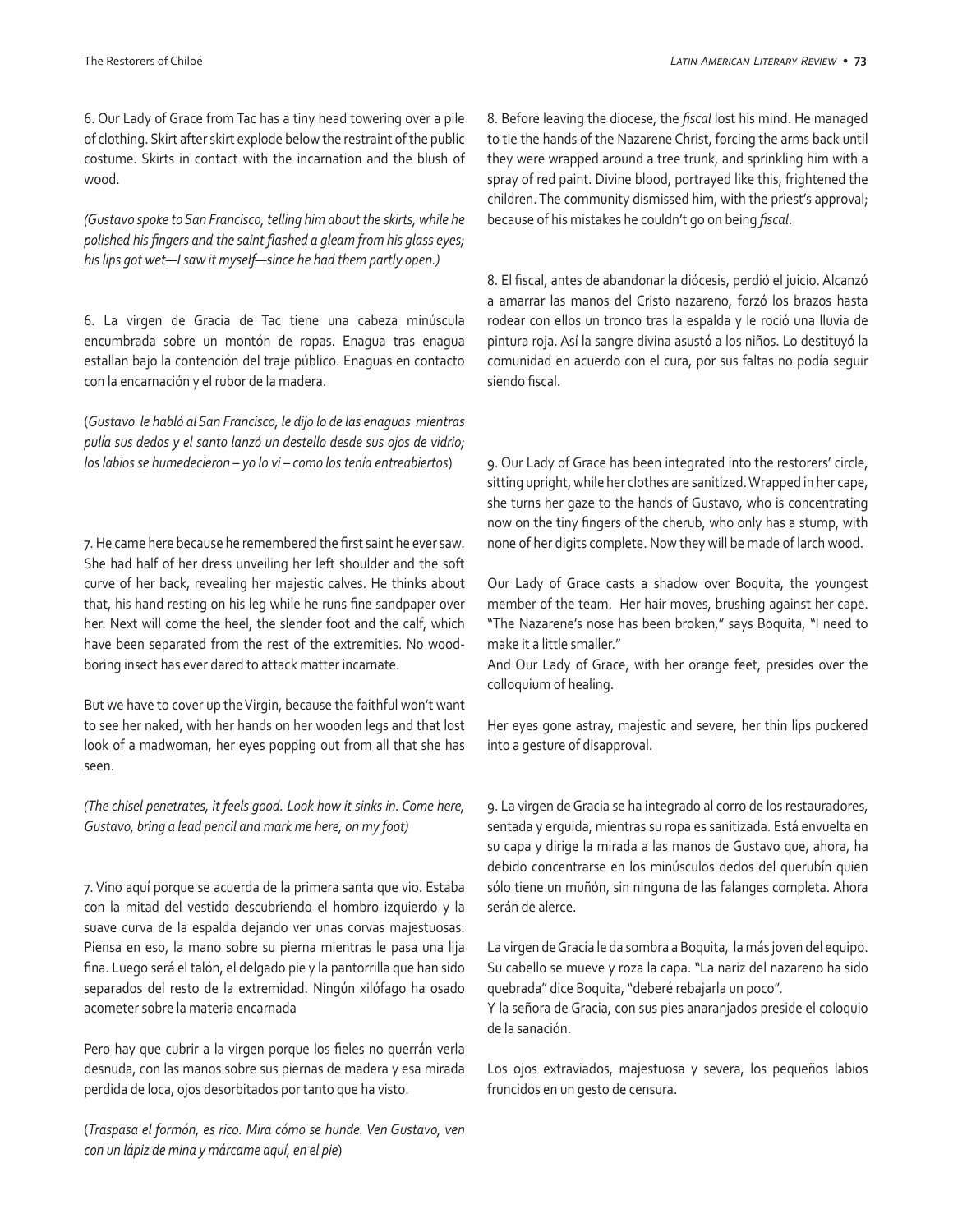6. Our Lady of Grace from Tac has a tiny head towering over a pile of clothing. Skirt after skirt explode below the restraint of the public costume. Skirts in contact with the incarnation and the blush of wood.

*(Gustavo spoke to San Francisco, telling him about the skirts, while he polished his fingers and the saint flashed a gleam from his glass eyes; his lips got wet—I saw it myself—since he had them partly open.)*

6. La virgen de Gracia de Tac tiene una cabeza minúscula encumbrada sobre un montón de ropas. Enagua tras enagua estallan bajo la contención del traje público. Enaguas en contacto con la encarnación y el rubor de la madera.

(*Gustavo le habló al San Francisco, le dijo lo de las enaguas mientras pulía sus dedos y el santo lanzó un destello desde sus ojos de vidrio; los labios se humedecieron – yo lo vi – como los tenía entreabiertos*)

7. He came here because he remembered the first saint he ever saw. She had half of her dress unveiling her left shoulder and the soft curve of her back, revealing her majestic calves. He thinks about that, his hand resting on his leg while he runs fine sandpaper over her. Next will come the heel, the slender foot and the calf, which have been separated from the rest of the extremities. No wood-boring insect has ever dared to attack matter incarnate.

But we have to cover up the Virgin, because the faithful won't want to see her naked, with her hands on her wooden legs and that lost look of a madwoman, her eyes popping out from all that she has seen.

*(The chisel penetrates, it feels good. Look how it sinks in. Come here, Gustavo, bring a lead pencil and mark me here, on my foot)*

7. Vino aquí porque se acuerda de la primera santa que vio. Estaba con la mitad del vestido descubriendo el hombro izquierdo y la suave curva de la espalda dejando ver unas corvas majestuosas. Piensa en eso, la mano sobre su pierna mientras le pasa una lija fina. Luego será el talón, el delgado pie y la pantorrilla que han sido separados del resto de la extremidad. Ningún xilófago ha osado acometer sobre la materia encarnada

Pero hay que cubrir a la virgen porque los fieles no querrán verla desnuda, con las manos sobre sus piernas de madera y esa mirada perdida de loca, ojos desorbitados por tanto que ha visto.

(*Traspasa el formón, es rico. Mira cómo se hunde. Ven Gustavo, ven con un lápiz de mina y márcame aquí, en el pie*)

8. Before leaving the diocese, the *fiscal* lost his mind. He managed to tie the hands of the Nazarene Christ, forcing the arms back until they were wrapped around a tree trunk, and sprinkling him with a spray of red paint. Divine blood, portrayed like this, frightened the children. The community dismissed him, with the priest's approval; because of his mistakes he couldn't go on being *fiscal*.

8. El fiscal, antes de abandonar la diócesis, perdió el juicio. Alcanzó a amarrar las manos del Cristo nazareno, forzó los brazos hasta rodear con ellos un tronco tras la espalda y le roció una lluvia de pintura roja. Así la sangre divina asustó a los niños. Lo destituyó la comunidad en acuerdo con el cura, por sus faltas no podía seguir siendo fiscal.

9. Our Lady of Grace has been integrated into the restorers' circle, sitting upright, while her clothes are sanitized. Wrapped in her cape, she turns her gaze to the hands of Gustavo, who is concentrating now on the tiny fingers of the cherub, who only has a stump, with none of her digits complete. Now they will be made of larch wood.

Our Lady of Grace casts a shadow over Boquita, the youngest member of the team. Her hair moves, brushing against her cape. "The Nazarene's nose has been broken," says Boquita, "I need to make it a little smaller."
And Our Lady of Grace, with her orange feet, presides over the colloquium of healing.

Her eyes gone astray, majestic and severe, her thin lips puckered into a gesture of disapproval.

9. La virgen de Gracia se ha integrado al corro de los restauradores, sentada y erguida, mientras su ropa es sanitizada. Está envuelta en su capa y dirige la mirada a las manos de Gustavo que, ahora, ha debido concentrarse en los minúsculos dedos del querubín quien sólo tiene un muñón, sin ninguna de las falanges completa. Ahora serán de alerce.

La virgen de Gracia le da sombra a Boquita, la más joven del equipo. Su cabello se mueve y roza la capa. "La nariz del nazareno ha sido quebrada" dice Boquita, "deberé rebajarla un poco".
Y la señora de Gracia, con sus pies anaranjados preside el coloquio de la sanación.

Los ojos extraviados, majestuosa y severa, los pequeños labios fruncidos en un gesto de censura.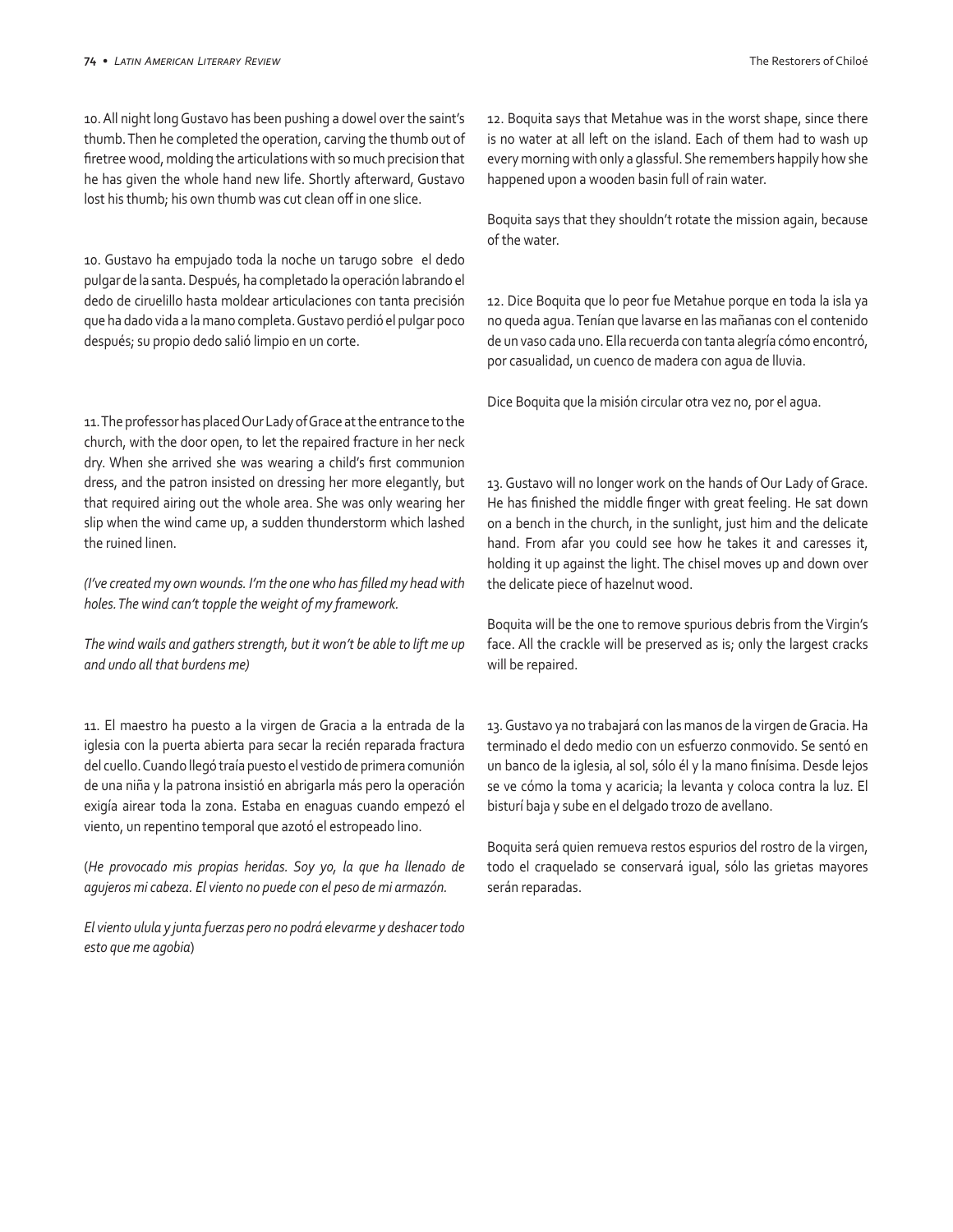10. All night long Gustavo has been pushing a dowel over the saint's thumb. Then he completed the operation, carving the thumb out of firetree wood, molding the articulations with so much precision that he has given the whole hand new life. Shortly afterward, Gustavo lost his thumb; his own thumb was cut clean off in one slice.

10. Gustavo ha empujado toda la noche un tarugo sobre el dedo pulgar de la santa. Después, ha completado la operación labrando el dedo de ciruelillo hasta moldear articulaciones con tanta precisión que ha dado vida a la mano completa. Gustavo perdió el pulgar poco después; su propio dedo salió limpio en un corte.

11. The professor has placed Our Lady of Grace at the entrance to the church, with the door open, to let the repaired fracture in her neck dry. When she arrived she was wearing a child's first communion dress, and the patron insisted on dressing her more elegantly, but that required airing out the whole area. She was only wearing her slip when the wind came up, a sudden thunderstorm which lashed the ruined linen.

*(I've created my own wounds. I'm the one who has filled my head with holes. The wind can't topple the weight of my framework.*

*The wind wails and gathers strength, but it won't be able to lift me up and undo all that burdens me)*

11. El maestro ha puesto a la virgen de Gracia a la entrada de la iglesia con la puerta abierta para secar la recién reparada fractura del cuello. Cuando llegó traía puesto el vestido de primera comunión de una niña y la patrona insistió en abrigarla más pero la operación exigía airear toda la zona. Estaba en enaguas cuando empezó el viento, un repentino temporal que azotó el estropeado lino.

(*He provocado mis propias heridas. Soy yo, la que ha llenado de agujeros mi cabeza. El viento no puede con el peso de mi armazón.*

*El viento ulula y junta fuerzas pero no podrá elevarme y deshacer todo esto que me agobia*)

12. Boquita says that Metahue was in the worst shape, since there is no water at all left on the island. Each of them had to wash up every morning with only a glassful. She remembers happily how she happened upon a wooden basin full of rain water.

Boquita says that they shouldn't rotate the mission again, because of the water.

12. Dice Boquita que lo peor fue Metahue porque en toda la isla ya no queda agua. Tenían que lavarse en las mañanas con el contenido de un vaso cada uno. Ella recuerda con tanta alegría cómo encontró, por casualidad, un cuenco de madera con agua de lluvia.

Dice Boquita que la misión circular otra vez no, por el agua.

13. Gustavo will no longer work on the hands of Our Lady of Grace. He has finished the middle finger with great feeling. He sat down on a bench in the church, in the sunlight, just him and the delicate hand. From afar you could see how he takes it and caresses it, holding it up against the light. The chisel moves up and down over the delicate piece of hazelnut wood.

Boquita will be the one to remove spurious debris from the Virgin's face. All the crackle will be preserved as is; only the largest cracks will be repaired.

13. Gustavo ya no trabajará con las manos de la virgen de Gracia. Ha terminado el dedo medio con un esfuerzo conmovido. Se sentó en un banco de la iglesia, al sol, sólo él y la mano finísima. Desde lejos se ve cómo la toma y acaricia; la levanta y coloca contra la luz. El bisturí baja y sube en el delgado trozo de avellano.

Boquita será quien remueva restos espurios del rostro de la virgen, todo el craquelado se conservará igual, sólo las grietas mayores serán reparadas.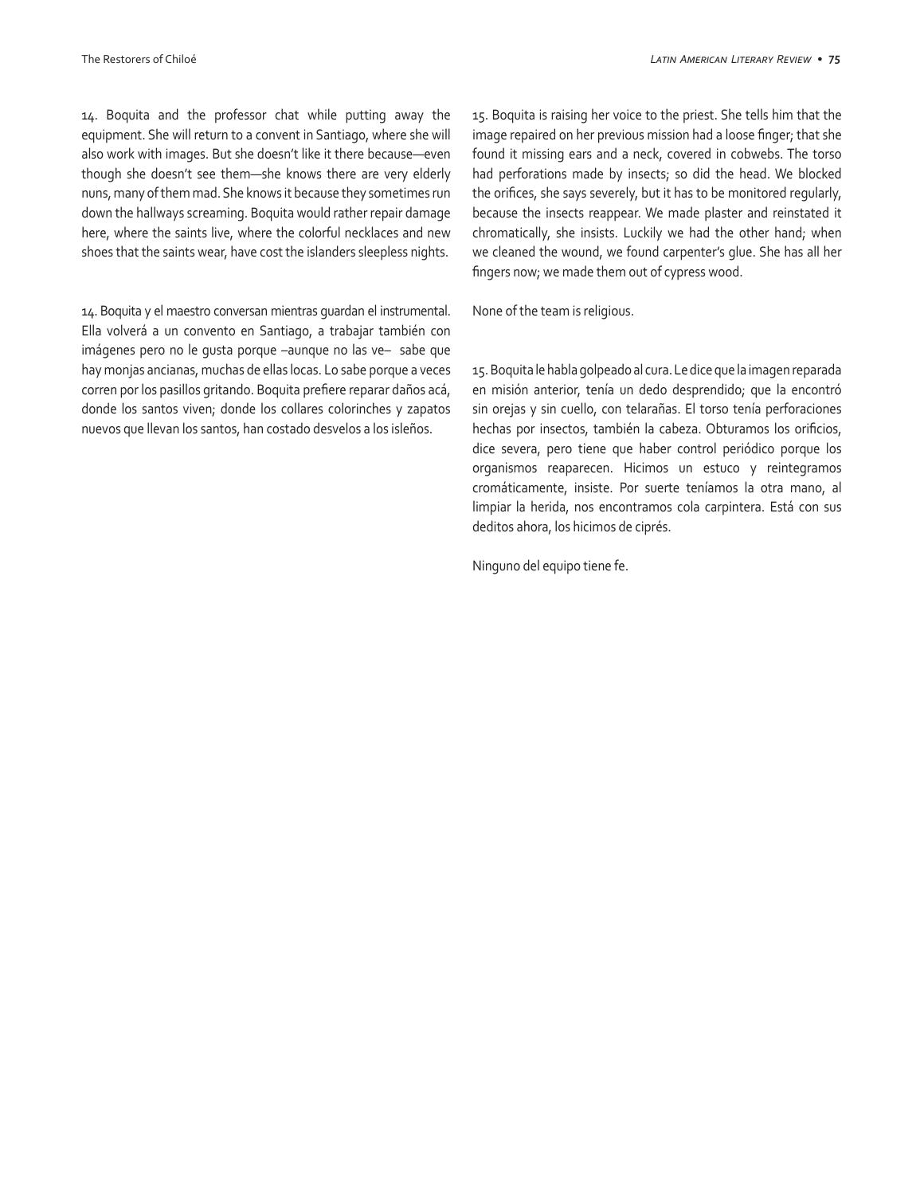14. Boquita and the professor chat while putting away the equipment. She will return to a convent in Santiago, where she will also work with images. But she doesn't like it there because—even though she doesn't see them—she knows there are very elderly nuns, many of them mad. She knows it because they sometimes run down the hallways screaming. Boquita would rather repair damage here, where the saints live, where the colorful necklaces and new shoes that the saints wear, have cost the islanders sleepless nights.

14. Boquita y el maestro conversan mientras guardan el instrumental. Ella volverá a un convento en Santiago, a trabajar también con imágenes pero no le gusta porque –aunque no las ve– sabe que hay monjas ancianas, muchas de ellas locas. Lo sabe porque a veces corren por los pasillos gritando. Boquita prefiere reparar daños acá, donde los santos viven; donde los collares colorinches y zapatos nuevos que llevan los santos, han costado desvelos a los isleños.

15. Boquita is raising her voice to the priest. She tells him that the image repaired on her previous mission had a loose finger; that she found it missing ears and a neck, covered in cobwebs. The torso had perforations made by insects; so did the head. We blocked the orifices, she says severely, but it has to be monitored regularly, because the insects reappear. We made plaster and reinstated it chromatically, she insists. Luckily we had the other hand; when we cleaned the wound, we found carpenter's glue. She has all her fingers now; we made them out of cypress wood.

None of the team is religious.

15. Boquita le habla golpeado al cura. Le dice que la imagen reparada en misión anterior, tenía un dedo desprendido; que la encontró sin orejas y sin cuello, con telarañas. El torso tenía perforaciones hechas por insectos, también la cabeza. Obturamos los orificios, dice severa, pero tiene que haber control periódico porque los organismos reaparecen. Hicimos un estuco y reintegramos cromáticamente, insiste. Por suerte teníamos la otra mano, al limpiar la herida, nos encontramos cola carpintera. Está con sus deditos ahora, los hicimos de ciprés.

Ninguno del equipo tiene fe.